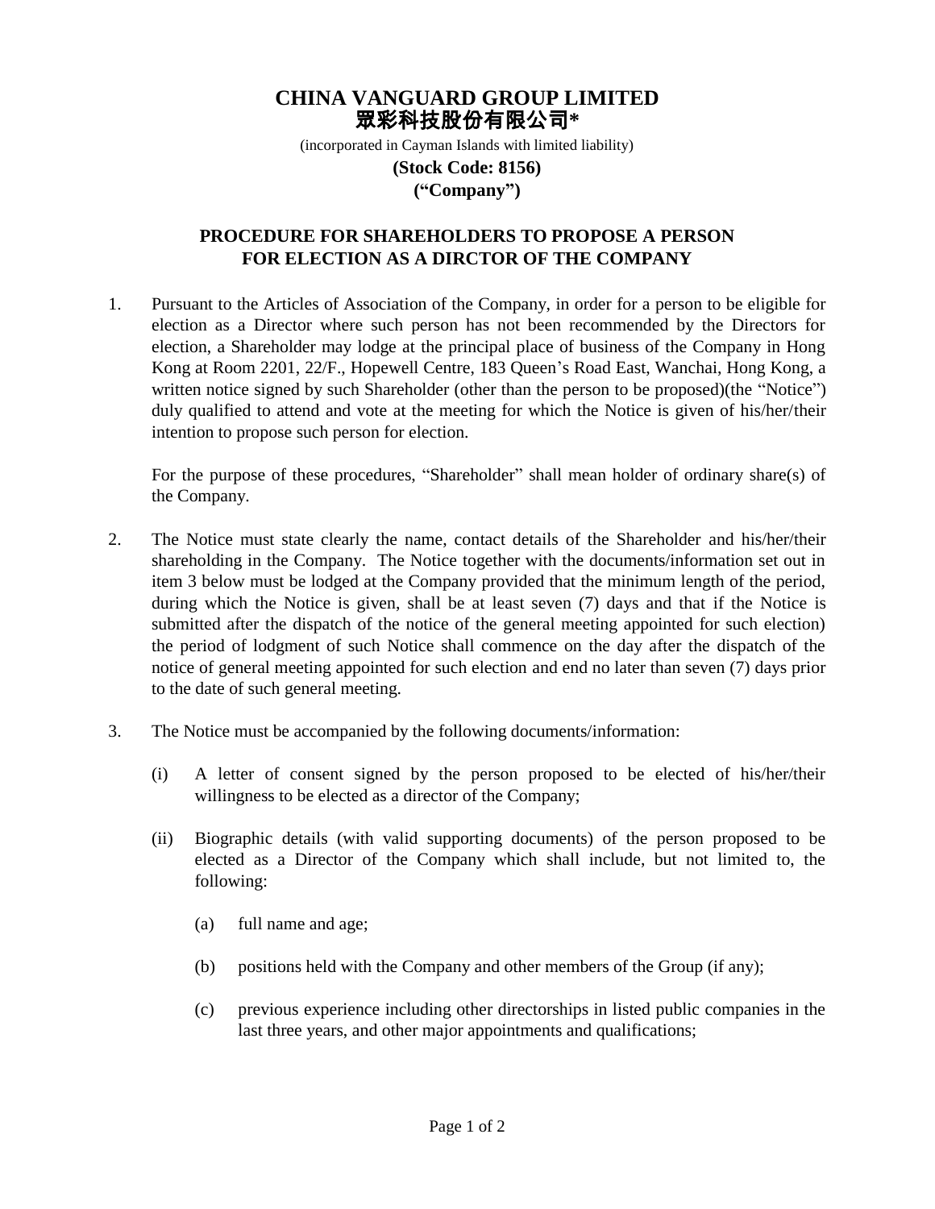# CHINA VANGUARD GROUP LIMITED
# 眾彩科技股份有限公司*

(incorporated in Cayman Islands with limited liability)

**(Stock Code: 8156)**

**("Company")**

## PROCEDURE FOR SHAREHOLDERS TO PROPOSE A PERSON FOR ELECTION AS A DIRCTOR OF THE COMPANY

1. Pursuant to the Articles of Association of the Company, in order for a person to be eligible for election as a Director where such person has not been recommended by the Directors for election, a Shareholder may lodge at the principal place of business of the Company in Hong Kong at Room 2201, 22/F., Hopewell Centre, 183 Queen's Road East, Wanchai, Hong Kong, a written notice signed by such Shareholder (other than the person to be proposed)(the "Notice") duly qualified to attend and vote at the meeting for which the Notice is given of his/her/their intention to propose such person for election.

   For the purpose of these procedures, "Shareholder" shall mean holder of ordinary share(s) of the Company.

2. The Notice must state clearly the name, contact details of the Shareholder and his/her/their shareholding in the Company. The Notice together with the documents/information set out in item 3 below must be lodged at the Company provided that the minimum length of the period, during which the Notice is given, shall be at least seven (7) days and that if the Notice is submitted after the dispatch of the notice of the general meeting appointed for such election) the period of lodgment of such Notice shall commence on the day after the dispatch of the notice of general meeting appointed for such election and end no later than seven (7) days prior to the date of such general meeting.

3. The Notice must be accompanied by the following documents/information:

   (i) A letter of consent signed by the person proposed to be elected of his/her/their willingness to be elected as a director of the Company;

   (ii) Biographic details (with valid supporting documents) of the person proposed to be elected as a Director of the Company which shall include, but not limited to, the following:

      (a) full name and age;

      (b) positions held with the Company and other members of the Group (if any);

      (c) previous experience including other directorships in listed public companies in the last three years, and other major appointments and qualifications;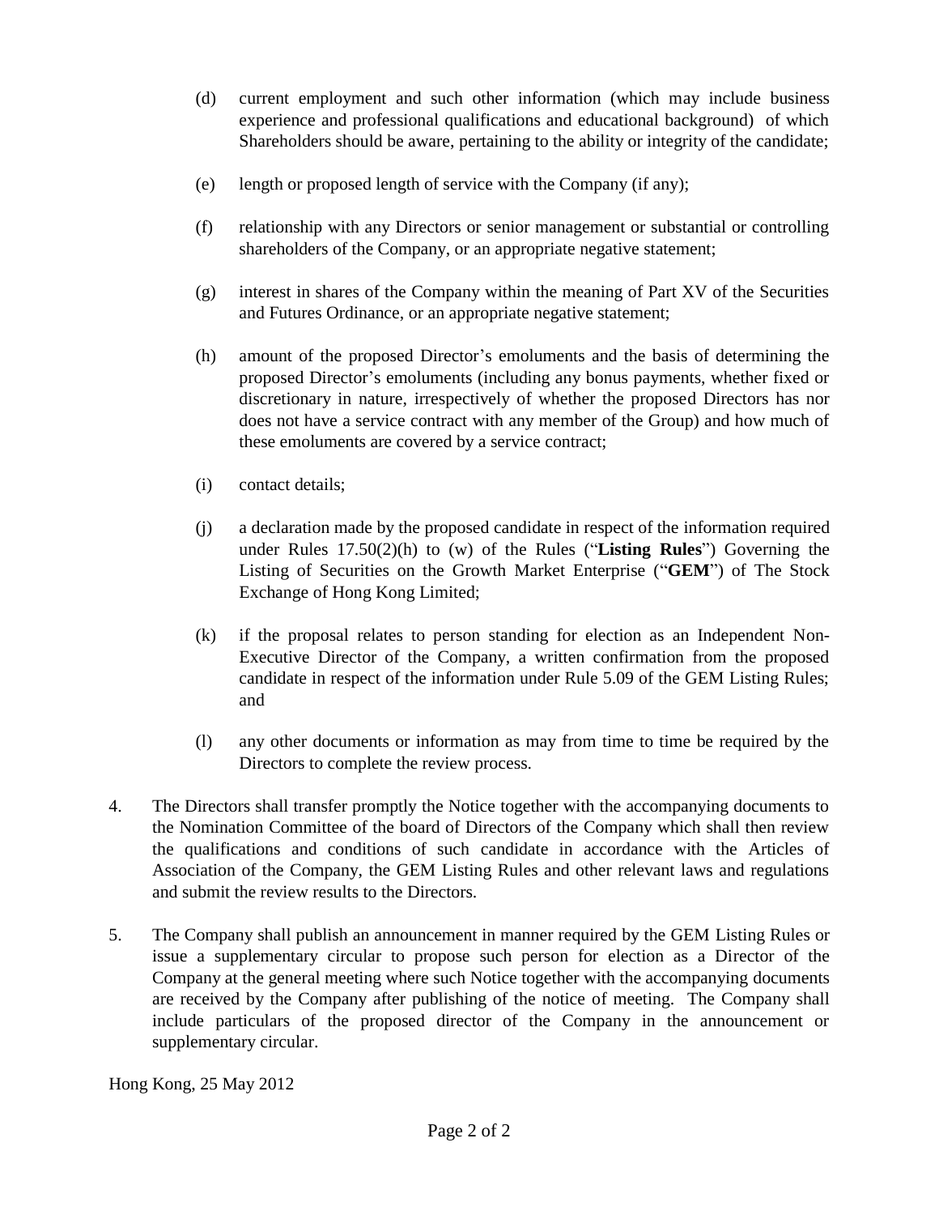(d) current employment and such other information (which may include business experience and professional qualifications and educational background) of which Shareholders should be aware, pertaining to the ability or integrity of the candidate;

(e) length or proposed length of service with the Company (if any);

(f) relationship with any Directors or senior management or substantial or controlling shareholders of the Company, or an appropriate negative statement;

(g) interest in shares of the Company within the meaning of Part XV of the Securities and Futures Ordinance, or an appropriate negative statement;

(h) amount of the proposed Director's emoluments and the basis of determining the proposed Director's emoluments (including any bonus payments, whether fixed or discretionary in nature, irrespectively of whether the proposed Directors has nor does not have a service contract with any member of the Group) and how much of these emoluments are covered by a service contract;

(i) contact details;

(j) a declaration made by the proposed candidate in respect of the information required under Rules 17.50(2)(h) to (w) of the Rules ("**Listing Rules**") Governing the Listing of Securities on the Growth Market Enterprise ("**GEM**") of The Stock Exchange of Hong Kong Limited;

(k) if the proposal relates to person standing for election as an Independent Non-Executive Director of the Company, a written confirmation from the proposed candidate in respect of the information under Rule 5.09 of the GEM Listing Rules; and

(l) any other documents or information as may from time to time be required by the Directors to complete the review process.

4. The Directors shall transfer promptly the Notice together with the accompanying documents to the Nomination Committee of the board of Directors of the Company which shall then review the qualifications and conditions of such candidate in accordance with the Articles of Association of the Company, the GEM Listing Rules and other relevant laws and regulations and submit the review results to the Directors.

5. The Company shall publish an announcement in manner required by the GEM Listing Rules or issue a supplementary circular to propose such person for election as a Director of the Company at the general meeting where such Notice together with the accompanying documents are received by the Company after publishing of the notice of meeting. The Company shall include particulars of the proposed director of the Company in the announcement or supplementary circular.

Hong Kong, 25 May 2012